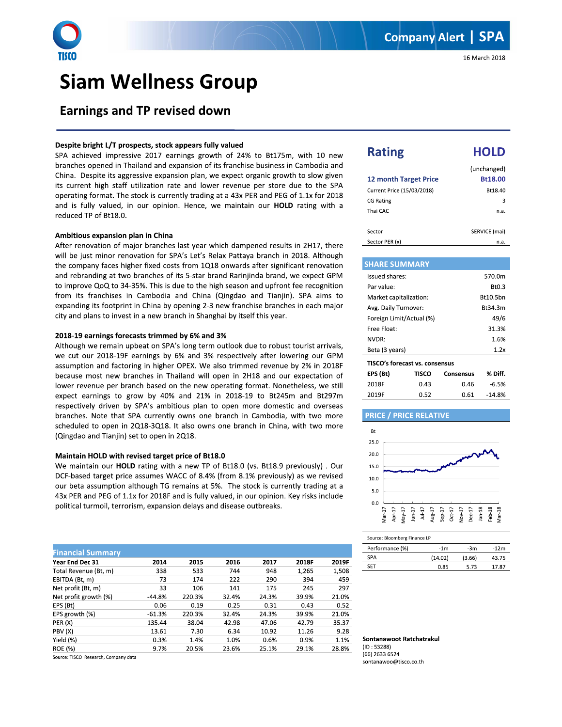Company Alert | SPA

16 March 2018

# Siam Wellness Group

## Earnings and TP revised down

### Despite bright L/T prospects, stock appears fully valued

SPA achieved impressive 2017 earnings growth of 24% to Bt175m, with 10 new branches opened in Thailand and expansion of its franchise business in Cambodia and China. Despite its aggressive expansion plan, we expect organic growth to slow given its current high staff utilization rate and lower revenue per store due to the SPA operating format. The stock is currently trading at a 43x PER and PEG of 1.1x for 2018 and is fully valued, in our opinion. Hence, we maintain our **HOLD** rating with a reduced TP of Bt18.0.

### Ambitious expansion plan in China

After renovation of major branches last year which dampened results in 2H17, there will be just minor renovation for SPA's Let's Relax Pattaya branch in 2018. Although the company faces higher fixed costs from 1Q18 onwards after significant renovation and rebranding at two branches of its 5-star brand Rarinjinda brand, we expect GPM to improve QoQ to 34-35%. This is due to the high season and upfront fee recognition from its franchises in Cambodia and China (Qingdao and Tianjin). SPA aims to expanding its footprint in China by opening 2-3 new franchise branches in each major city and plans to invest in a new branch in Shanghai by itself this year.

### 2018-19 earnings forecasts trimmed by 6% and 3%

Although we remain upbeat on SPA's long term outlook due to robust tourist arrivals, we cut our 2018-19F earnings by 6% and 3% respectively after lowering our GPM assumption and factoring in higher OPEX. We also trimmed revenue by 2% in 2018F because most new branches in Thailand will open in 2H18 and our expectation of lower revenue per branch based on the new operating format. Nonetheless, we still expect earnings to grow by 40% and 21% in 2018-19 to Bt245m and Bt297m respectively driven by SPA's ambitious plan to open more domestic and overseas branches. Note that SPA currently owns one branch in Cambodia, with two more scheduled to open in 2Q18-3Q18. It also owns one branch in China, with two more (Qingdao and Tianjin) set to open in 2Q18.

### Maintain HOLD with revised target price of Bt18.0

We maintain our **HOLD** rating with a new TP of Bt18.0 (vs. Bt18.9 previously) . Our DCF-based target price assumes WACC of 8.4% (from 8.1% previously) as we revised our beta assumption although TG remains at 5%. The stock is currently trading at a 43x PER and PEG of 1.1x for 2018F and is fully valued, in our opinion. Key risks include political turmoil, terrorism, expansion delays and disease outbreaks.

**Financial Summary**

| Year End Dec 31 | 2014 | 2015 | 2016 | 2017 | 2018F | 2019F |
|---|---|---|---|---|---|---|
| Total Revenue (Bt, m) | 338 | 533 | 744 | 948 | 1,265 | 1,508 |
| EBITDA (Bt, m) | 73 | 174 | 222 | 290 | 394 | 459 |
| Net profit (Bt, m) | 33 | 106 | 141 | 175 | 245 | 297 |
| Net profit growth (%) | -44.8% | 220.3% | 32.4% | 24.3% | 39.9% | 21.0% |
| EPS (Bt) | 0.06 | 0.19 | 0.25 | 0.31 | 0.43 | 0.52 |
| EPS growth (%) | -61.3% | 220.3% | 32.4% | 24.3% | 39.9% | 21.0% |
| PER (X) | 135.44 | 38.04 | 42.98 | 47.06 | 42.79 | 35.37 |
| PBV (X) | 13.61 | 7.30 | 6.34 | 10.92 | 11.26 | 9.28 |
| Yield (%) | 0.3% | 1.4% | 1.0% | 0.6% | 0.9% | 1.1% |
| ROE (%) | 9.7% | 20.5% | 23.6% | 25.1% | 29.1% | 28.8% |

Source: TISCO Research, Company data

## Rating HOLD

| | |
|---|---|
| | (unchanged) |
| **12 month Target Price** | **Bt18.00** |
| Current Price (15/03/2018) | Bt18.40 |
| CG Rating | 3 |
| Thai CAC | n.a. |
| Sector | SERVICE (mai) |
| Sector PER (x) | n.a. |

**SHARE SUMMARY**

| | |
|---|---|
| Issued shares: | 570.0m |
| Par value: | Bt0.3 |
| Market capitalization: | Bt10.5bn |
| Avg. Daily Turnover: | Bt34.3m |
| Foreign Limit/Actual (%) | 49/6 |
| Free Float: | 31.3% |
| NVDR: | 1.6% |
| Beta (3 years) | 1.2x |

**TISCO's forecast vs. consensus**

| EPS (Bt) | TISCO | Consensus | % Diff. |
|---|---|---|---|
| 2018F | 0.43 | 0.46 | -6.5% |
| 2019F | 0.52 | 0.61 | -14.8% |

**PRICE / PRICE RELATIVE**

Source: Bloomberg Finance LP

| Performance (%) | -1m | -3m | -12m |
|---|---|---|---|
| SPA | (14.02) | (3.66) | 43.75 |
| SET | 0.85 | 5.73 | 17.87 |

**Sontanawoot Ratchatrakul**
(ID : 53288)
(66) 2633 6524
sontanawoo@tisco.co.th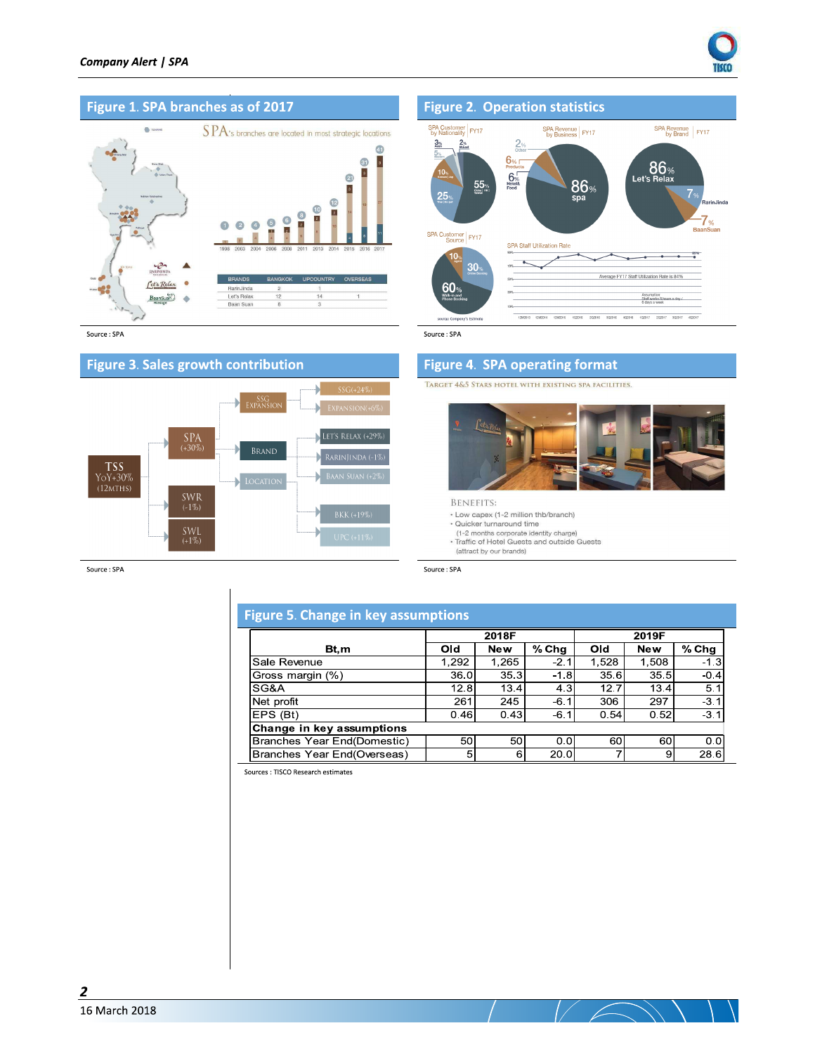## Figure 1. SPA branches as of 2017

SPA's branches are located in most strategic locations

| BRANDS | BANGKOK | UPCOUNTRY | OVERSEAS |
|---|---|---|---|
| RarinJinda | 2 | 1 | |
| Let's Relax | 12 | 14 | 1 |
| Baan Suan | 8 | 3 | |

Source : SPA

## Figure 2. Operation statistics

Source : SPA

## Figure 3. Sales growth contribution

- TSS YoY+30% (12MTHS)
  - SPA (+30%)
    - SSG Expansion
      - SSG(+24%)
      - Expansion(+6%)
    - Brand
      - Let's Relax (+29%)
      - RarinJinda (-1%)
      - Baan Suan (+2%)
    - Location
      - BKK (+19%)
      - UPC (+11%)
  - SWR (-1%)
  - SWL (+1%)

Source : SPA

## Figure 4. SPA operating format

Target 4&5 Stars hotel with existing spa facilities.

Benefits:

- Low capex (1-2 million thb/branch)
- Quicker turnaround time (1-2 months corporate identity charge)
- Traffic of Hotel Guests and outside Guests (attract by our brands)

Source : SPA

## Figure 5. Change in key assumptions

| Bt,m | 2018F | | | 2019F | | |
|---|---|---|---|---|---|---|
| | Old | New | % Chg | Old | New | % Chg |
| Sale Revenue | 1,292 | 1,265 | -2.1 | 1,528 | 1,508 | -1.3 |
| Gross margin (%) | 36.0 | 35.3 | -1.8 | 35.6 | 35.5 | -0.4 |
| SG&A | 12.8 | 13.4 | 4.3 | 12.7 | 13.4 | 5.1 |
| Net profit | 261 | 245 | -6.1 | 306 | 297 | -3.1 |
| EPS (Bt) | 0.46 | 0.43 | -6.1 | 0.54 | 0.52 | -3.1 |
| **Change in key assumptions** | | | | | | |
| Branches Year End(Domestic) | 50 | 50 | 0.0 | 60 | 60 | 0.0 |
| Branches Year End(Overseas) | 5 | 6 | 20.0 | 7 | 9 | 28.6 |

Sources : TISCO Research estimates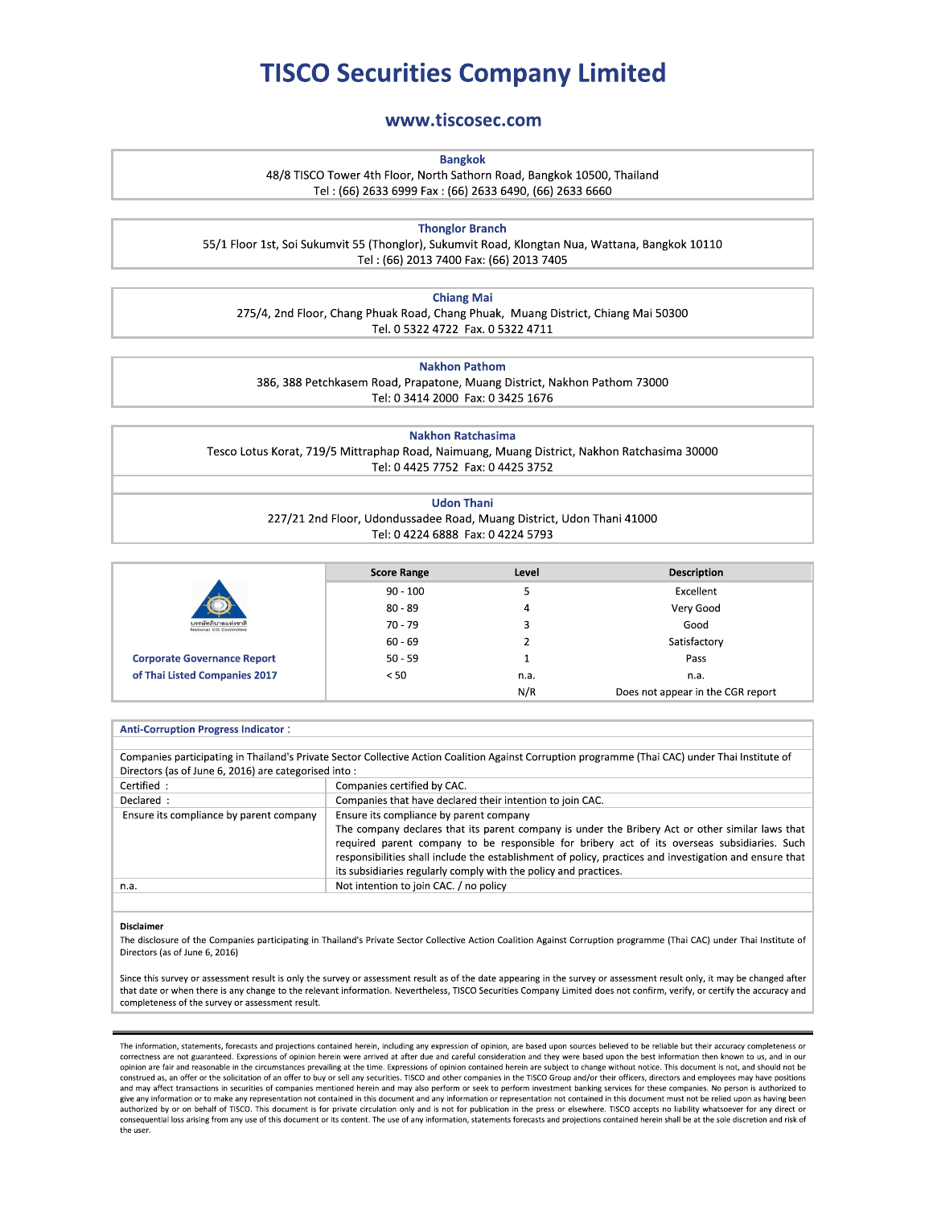# TISCO Securities Company Limited

## www.tiscosec.com

**Bangkok**
48/8 TISCO Tower 4th Floor, North Sathorn Road, Bangkok 10500, Thailand
Tel : (66) 2633 6999 Fax : (66) 2633 6490, (66) 2633 6660

**Thonglor Branch**
55/1 Floor 1st, Soi Sukumvit 55 (Thonglor), Sukumvit Road, Klongtan Nua, Wattana, Bangkok 10110
Tel : (66) 2013 7400 Fax: (66) 2013 7405

**Chiang Mai**
275/4, 2nd Floor, Chang Phuak Road, Chang Phuak, Muang District, Chiang Mai 50300
Tel. 0 5322 4722 Fax. 0 5322 4711

**Nakhon Pathom**
386, 388 Petchkasem Road, Prapatone, Muang District, Nakhon Pathom 73000
Tel: 0 3414 2000 Fax: 0 3425 1676

**Nakhon Ratchasima**
Tesco Lotus Korat, 719/5 Mittraphap Road, Naimuang, Muang District, Nakhon Ratchasima 30000
Tel: 0 4425 7752 Fax: 0 4425 3752

**Udon Thani**
227/21 2nd Floor, Udondussadee Road, Muang District, Udon Thani 41000
Tel: 0 4224 6888 Fax: 0 4224 5793

**Corporate Governance Report of Thai Listed Companies 2017**

| Score Range | Level | Description |
|---|---|---|
| 90 - 100 | 5 | Excellent |
| 80 - 89 | 4 | Very Good |
| 70 - 79 | 3 | Good |
| 60 - 69 | 2 | Satisfactory |
| 50 - 59 | 1 | Pass |
| < 50 | n.a. | n.a. |
| | N/R | Does not appear in the CGR report |

**Anti-Corruption Progress Indicator :**

Companies participating in Thailand's Private Sector Collective Action Coalition Against Corruption programme (Thai CAC) under Thai Institute of Directors (as of June 6, 2016) are categorised into :

| | |
|---|---|
| Certified : | Companies certified by CAC. |
| Declared : | Companies that have declared their intention to join CAC. |
| Ensure its compliance by parent company | Ensure its compliance by parent company<br>The company declares that its parent company is under the Bribery Act or other similar laws that required parent company to be responsible for bribery act of its overseas subsidiaries. Such responsibilities shall include the establishment of policy, practices and investigation and ensure that its subsidiaries regularly comply with the policy and practices. |
| n.a. | Not intention to join CAC. / no policy |

**Disclaimer**

The disclosure of the Companies participating in Thailand's Private Sector Collective Action Coalition Against Corruption programme (Thai CAC) under Thai Institute of Directors (as of June 6, 2016)

Since this survey or assessment result is only the survey or assessment result as of the date appearing in the survey or assessment result only, it may be changed after that date or when there is any change to the relevant information. Nevertheless, TISCO Securities Company Limited does not confirm, verify, or certify the accuracy and completeness of the survey or assessment result.

The information, statements, forecasts and projections contained herein, including any expression of opinion, are based upon sources believed to be reliable but their accuracy completeness or correctness are not guaranteed. Expressions of opinion herein were arrived at after due and careful consideration and they were based upon the best information then known to us, and in our opinion are fair and reasonable in the circumstances prevailing at the time. Expressions of opinion contained herein are subject to change without notice. This document is not, and should not be construed as, an offer or the solicitation of an offer to buy or sell any securities. TISCO and other companies in the TISCO Group and/or their officers, directors and employees may have positions and may affect transactions in securities of companies mentioned herein and may also perform or seek to perform investment banking services for these companies. No person is authorized to give any information or to make any representation not contained in this document and any information or representation not contained in this document must not be relied upon as having been authorized by or on behalf of TISCO. This document is for private circulation only and is not for publication in the press or elsewhere. TISCO accepts no liability whatsoever for any direct or consequential loss arising from any use of this document or its content. The use of any information, statements forecasts and projections contained herein shall be at the sole discretion and risk of the user.